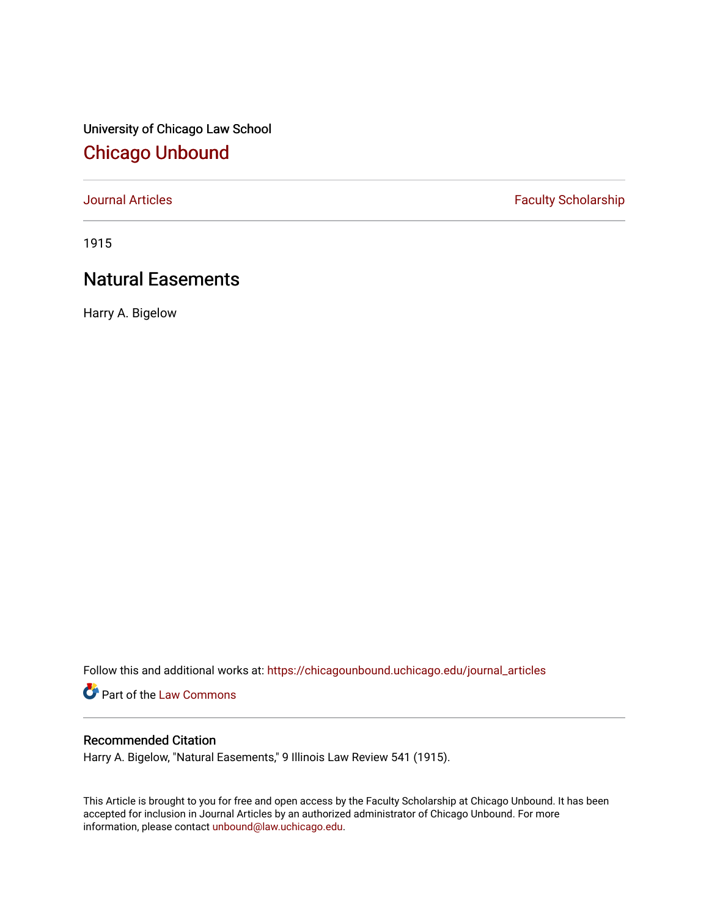University of Chicago Law School

# Chicago Unbound

Journal Articles | Faculty Scholarship

1915

## Natural Easements

Harry A. Bigelow

Follow this and additional works at: https://chicagounbound.uchicago.edu/journal_articles

Part of the Law Commons

### Recommended Citation

Harry A. Bigelow, "Natural Easements," 9 Illinois Law Review 541 (1915).

This Article is brought to you for free and open access by the Faculty Scholarship at Chicago Unbound. It has been accepted for inclusion in Journal Articles by an authorized administrator of Chicago Unbound. For more information, please contact unbound@law.uchicago.edu.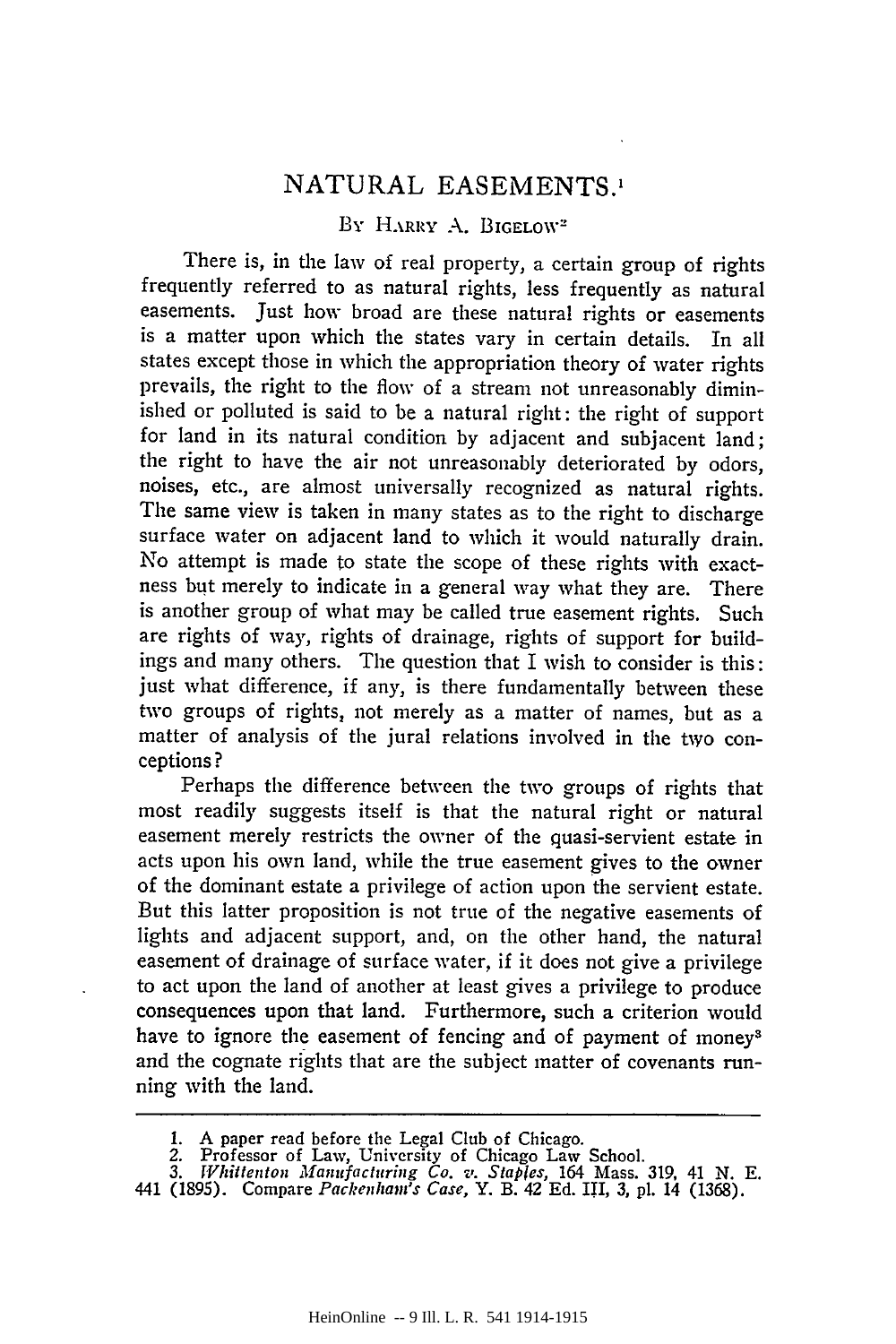# NATURAL EASEMENTS.[1]

By Harry A. Bigelow[2]

There is, in the law of real property, a certain group of rights frequently referred to as natural rights, less frequently as natural easements. Just how broad are these natural rights or easements is a matter upon which the states vary in certain details. In all states except those in which the appropriation theory of water rights prevails, the right to the flow of a stream not unreasonably diminished or polluted is said to be a natural right: the right of support for land in its natural condition by adjacent and subjacent land; the right to have the air not unreasonably deteriorated by odors, noises, etc., are almost universally recognized as natural rights. The same view is taken in many states as to the right to discharge surface water on adjacent land to which it would naturally drain. No attempt is made to state the scope of these rights with exactness but merely to indicate in a general way what they are. There is another group of what may be called true easement rights. Such are rights of way, rights of drainage, rights of support for buildings and many others. The question that I wish to consider is this: just what difference, if any, is there fundamentally between these two groups of rights, not merely as a matter of names, but as a matter of analysis of the jural relations involved in the two conceptions?

Perhaps the difference between the two groups of rights that most readily suggests itself is that the natural right or natural easement merely restricts the owner of the quasi-servient estate in acts upon his own land, while the true easement gives to the owner of the dominant estate a privilege of action upon the servient estate. But this latter proposition is not true of the negative easements of lights and adjacent support, and, on the other hand, the natural easement of drainage of surface water, if it does not give a privilege to act upon the land of another at least gives a privilege to produce consequences upon that land. Furthermore, such a criterion would have to ignore the easement of fencing and of payment of money[3] and the cognate rights that are the subject matter of covenants running with the land.

---

1. A paper read before the Legal Club of Chicago.
2. Professor of Law, University of Chicago Law School.
3. *Whittenton Manufacturing Co. v. Staples*, 164 Mass. 319, 41 N. E. 441 (1895). Compare *Packenham's Case*, Y. B. 42 Ed. III, 3, pl. 14 (1368).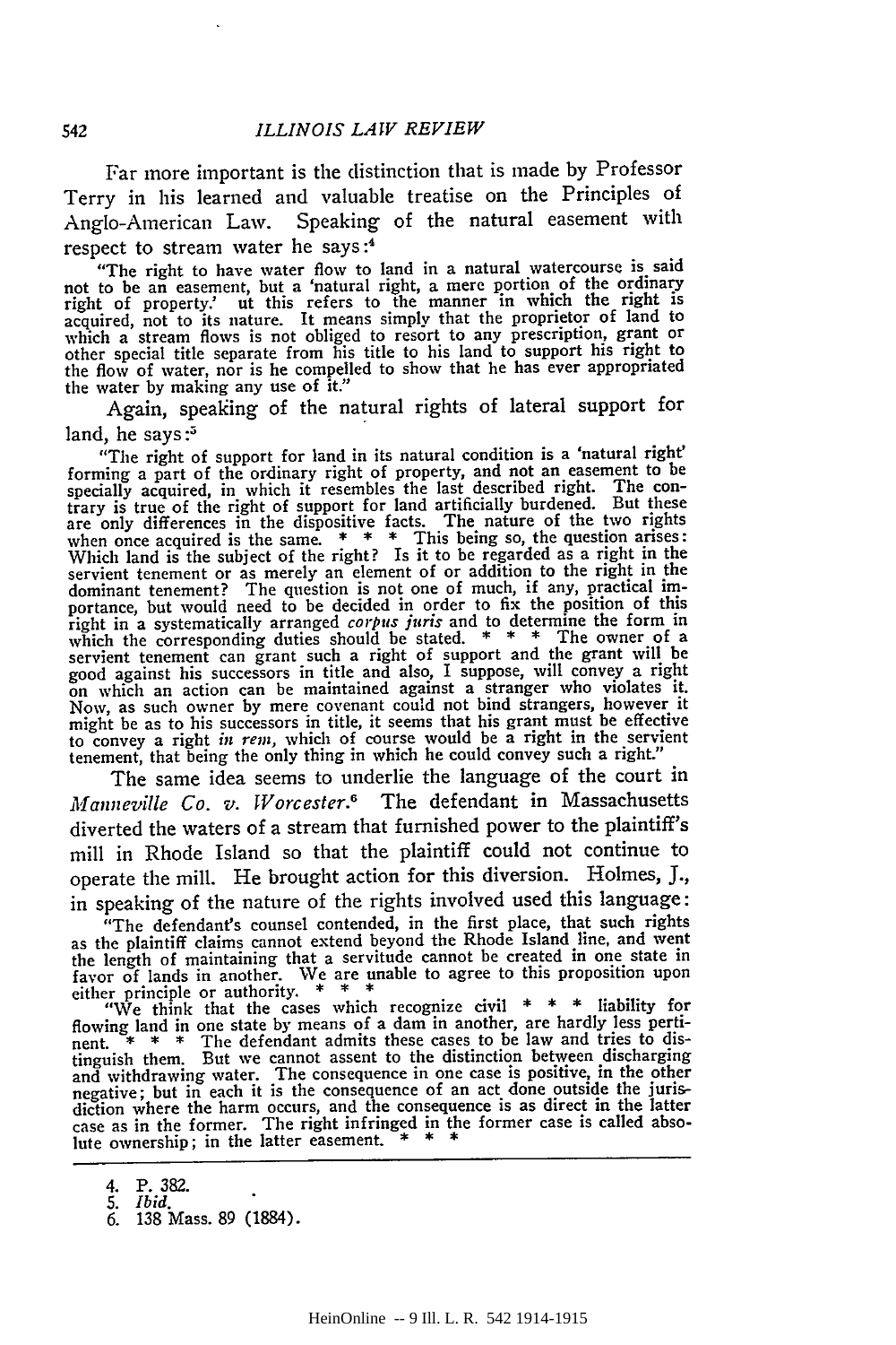Far more important is the distinction that is made by Professor Terry in his learned and valuable treatise on the Principles of Anglo-American Law. Speaking of the natural easement with respect to stream water he says:[4]

> "The right to have water flow to land in a natural watercourse is said not to be an easement, but a 'natural right, a mere portion of the ordinary right of property.' ut this refers to the manner in which the right is acquired, not to its nature. It means simply that the proprietor of land to which a stream flows is not obliged to resort to any prescription, grant or other special title separate from his title to his land to support his right to the flow of water, nor is he compelled to show that he has ever appropriated the water by making any use of it."

Again, speaking of the natural rights of lateral support for land, he says:[5]

> "The right of support for land in its natural condition is a 'natural right' forming a part of the ordinary right of property, and not an easement to be specially acquired, in which it resembles the last described right. The contrary is true of the right of support for land artificially burdened. But these are only differences in the dispositive facts. The nature of the two rights when once acquired is the same. * * * This being so, the question arises: Which land is the subject of the right? Is it to be regarded as a right in the servient tenement or as merely an element of or addition to the right in the dominant tenement? The question is not one of much, if any, practical importance, but would need to be decided in order to fix the position of this right in a systematically arranged *corpus juris* and to determine the form in which the corresponding duties should be stated. * * * The owner of a servient tenement can grant such a right of support and the grant will be good against his successors in title and also, I suppose, will convey a right on which an action can be maintained against a stranger who violates it. Now, as such owner by mere covenant could not bind strangers, however it might be as to his successors in title, it seems that his grant must be effective to convey a right *in rem*, which of course would be a right in the servient tenement, that being the only thing in which he could convey such a right."

The same idea seems to underlie the language of the court in *Manneville Co. v. Worcester*.[6] The defendant in Massachusetts diverted the waters of a stream that furnished power to the plaintiff's mill in Rhode Island so that the plaintiff could not continue to operate the mill. He brought action for this diversion. Holmes, J., in speaking of the nature of the rights involved used this language:

> "The defendant's counsel contended, in the first place, that such rights as the plaintiff claims cannot extend beyond the Rhode Island line, and went the length of maintaining that a servitude cannot be created in one state in favor of lands in another. We are unable to agree to this proposition upon either principle or authority. * * *
>
> "We think that the cases which recognize civil * * * liability for flowing land in one state by means of a dam in another, are hardly less pertinent. * * * The defendant admits these cases to be law and tries to distinguish them. But we cannot assent to the distinction between discharging and withdrawing water. The consequence in one case is positive, in the other negative; but in each it is the consequence of an act done outside the jurisdiction where the harm occurs, and the consequence is as direct in the latter case as in the former. The right infringed in the former case is called absolute ownership; in the latter easement. * * *

---

4. P. 382.
5. *Ibid.*
6. 138 Mass. 89 (1884).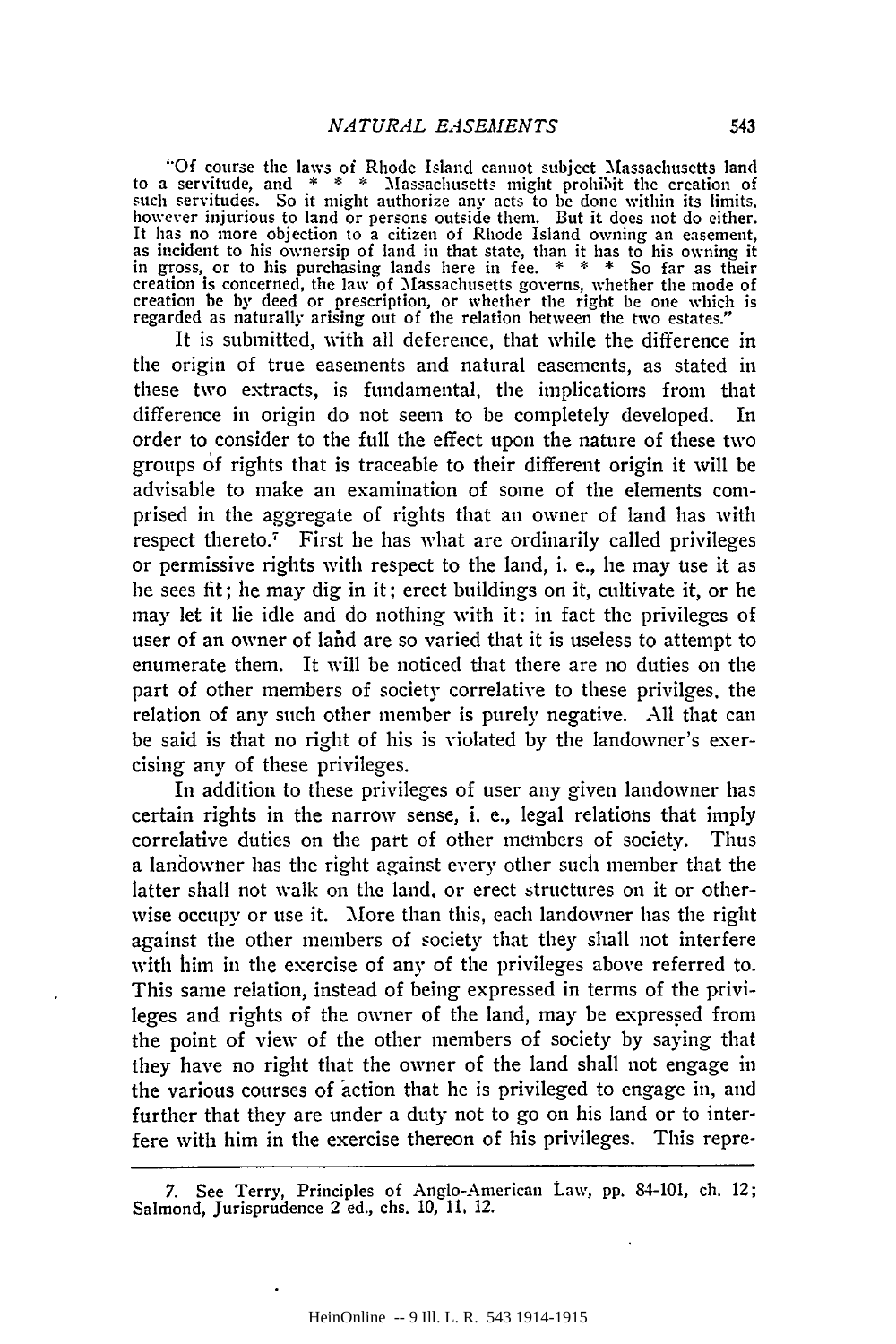"Of course the laws of Rhode Island cannot subject Massachusetts land to a servitude, and * * * Massachusetts might prohibit the creation of such servitudes. So it might authorize any acts to be done within its limits, however injurious to land or persons outside them. But it does not do either. It has no more objection to a citizen of Rhode Island owning an easement, as incident to his ownersip of land in that state, than it has to his owning it in gross, or to his purchasing lands here in fee. * * * So far as their creation is concerned, the law of Massachusetts governs, whether the mode of creation be by deed or prescription, or whether the right be one which is regarded as naturally arising out of the relation between the two estates."

It is submitted, with all deference, that while the difference in the origin of true easements and natural easements, as stated in these two extracts, is fundamental, the implications from that difference in origin do not seem to be completely developed. In order to consider to the full the effect upon the nature of these two groups of rights that is traceable to their different origin it will be advisable to make an examination of some of the elements comprised in the aggregate of rights that an owner of land has with respect thereto.[7] First he has what are ordinarily called privileges or permissive rights with respect to the land, i. e., he may use it as he sees fit; he may dig in it; erect buildings on it, cultivate it, or he may let it lie idle and do nothing with it: in fact the privileges of user of an owner of land are so varied that it is useless to attempt to enumerate them. It will be noticed that there are no duties on the part of other members of society correlative to these privilges, the relation of any such other member is purely negative. All that can be said is that no right of his is violated by the landowner's exercising any of these privileges.

In addition to these privileges of user any given landowner has certain rights in the narrow sense, i. e., legal relations that imply correlative duties on the part of other members of society. Thus a landowner has the right against every other such member that the latter shall not walk on the land, or erect structures on it or otherwise occupy or use it. More than this, each landowner has the right against the other members of society that they shall not interfere with him in the exercise of any of the privileges above referred to. This same relation, instead of being expressed in terms of the privileges and rights of the owner of the land, may be expressed from the point of view of the other members of society by saying that they have no right that the owner of the land shall not engage in the various courses of action that he is privileged to engage in, and further that they are under a duty not to go on his land or to interfere with him in the exercise thereon of his privileges. This repre-

---

7. See Terry, Principles of Anglo-American Law, pp. 84-101, ch. 12; Salmond, Jurisprudence 2 ed., chs. 10, 11, 12.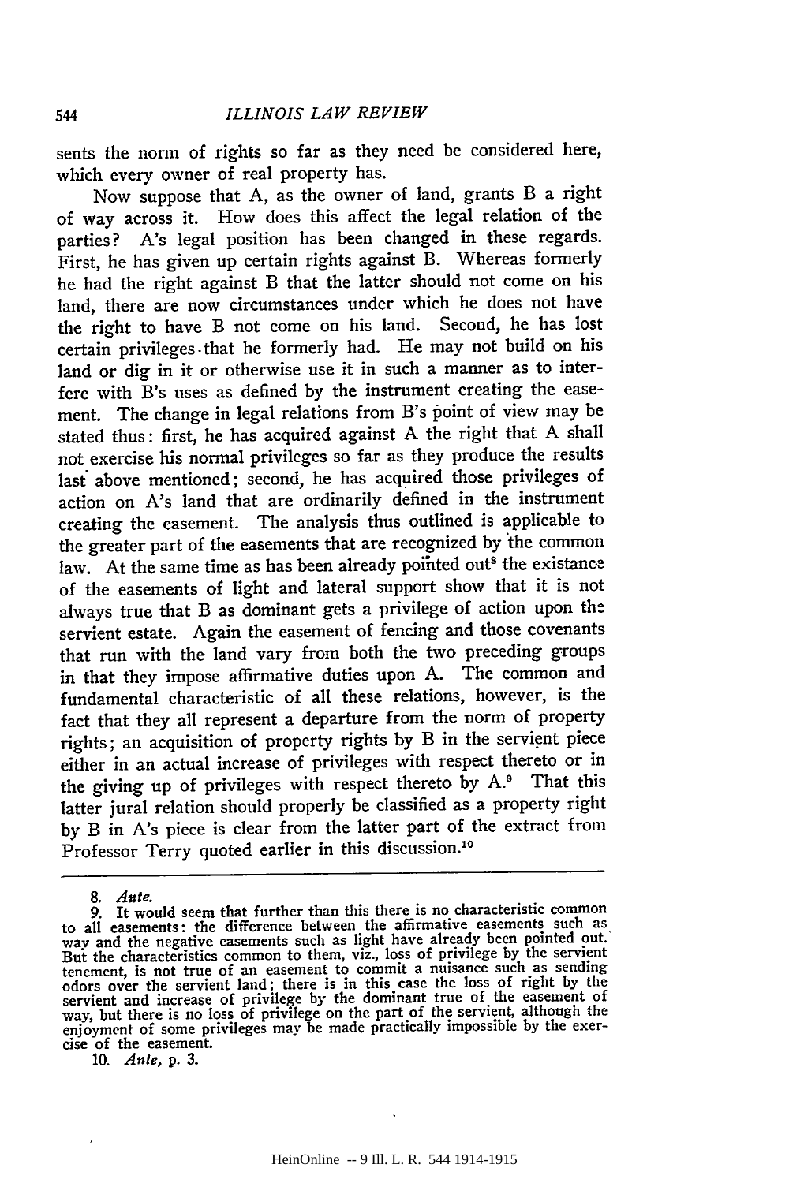sents the norm of rights so far as they need be considered here, which every owner of real property has.

Now suppose that A, as the owner of land, grants B a right of way across it. How does this affect the legal relation of the parties? A's legal position has been changed in these regards. First, he has given up certain rights against B. Whereas formerly he had the right against B that the latter should not come on his land, there are now circumstances under which he does not have the right to have B not come on his land. Second, he has lost certain privileges that he formerly had. He may not build on his land or dig in it or otherwise use it in such a manner as to interfere with B's uses as defined by the instrument creating the easement. The change in legal relations from B's point of view may be stated thus: first, he has acquired against A the right that A shall not exercise his normal privileges so far as they produce the results last above mentioned; second, he has acquired those privileges of action on A's land that are ordinarily defined in the instrument creating the easement. The analysis thus outlined is applicable to the greater part of the easements that are recognized by the common law. At the same time as has been already pointed out[8] the existance of the easements of light and lateral support show that it is not always true that B as dominant gets a privilege of action upon the servient estate. Again the easement of fencing and those covenants that run with the land vary from both the two preceding groups in that they impose affirmative duties upon A. The common and fundamental characteristic of all these relations, however, is the fact that they all represent a departure from the norm of property rights; an acquisition of property rights by B in the servient piece either in an actual increase of privileges with respect thereto or in the giving up of privileges with respect thereto by A.[9] That this latter jural relation should properly be classified as a property right by B in A's piece is clear from the latter part of the extract from Professor Terry quoted earlier in this discussion.[10]

---

8. *Ante.*

9. It would seem that further than this there is no characteristic common to all easements: the difference between the affirmative easements such as way and the negative easements such as light have already been pointed out. But the characteristics common to them, viz., loss of privilege by the servient tenement, is not true of an easement to commit a nuisance such as sending odors over the servient land; there is in this case the loss of right by the servient and increase of privilege by the dominant true of the easement of way, but there is no loss of privilege on the part of the servient, although the enjoyment of some privileges may be made practically impossible by the exercise of the easement.

10. *Ante,* p. 3.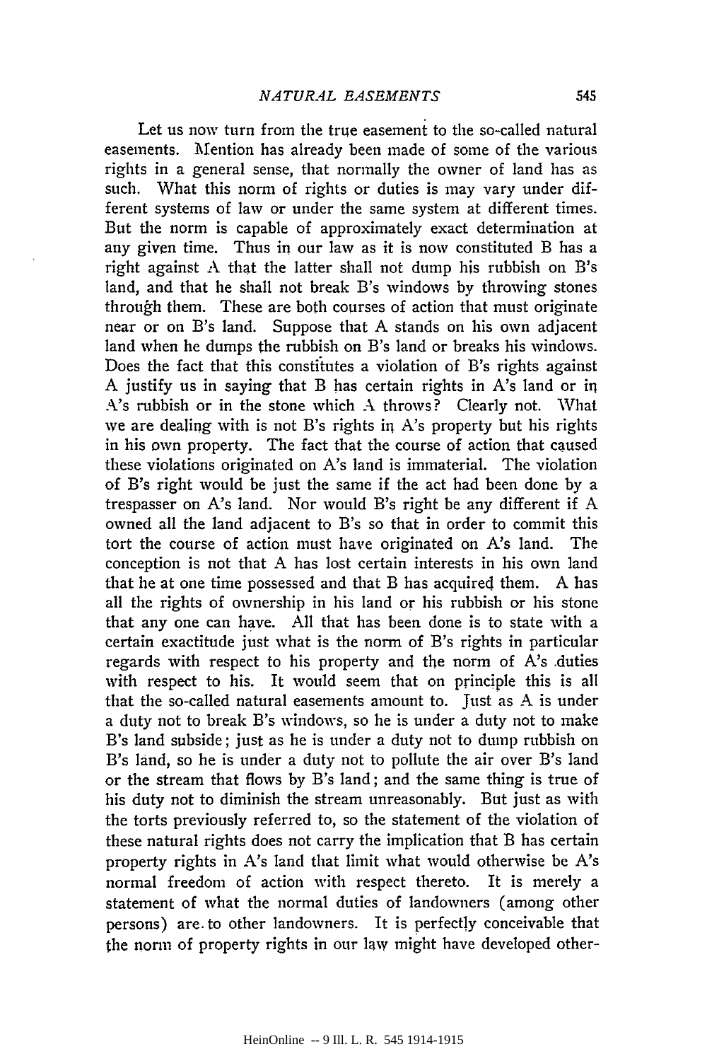Let us now turn from the true easement to the so-called natural easements. Mention has already been made of some of the various rights in a general sense, that normally the owner of land has as such. What this norm of rights or duties is may vary under different systems of law or under the same system at different times. But the norm is capable of approximately exact determination at any given time. Thus in our law as it is now constituted B has a right against A that the latter shall not dump his rubbish on B's land, and that he shall not break B's windows by throwing stones through them. These are both courses of action that must originate near or on B's land. Suppose that A stands on his own adjacent land when he dumps the rubbish on B's land or breaks his windows. Does the fact that this constitutes a violation of B's rights against A justify us in saying that B has certain rights in A's land or in A's rubbish or in the stone which A throws? Clearly not. What we are dealing with is not B's rights in A's property but his rights in his own property. The fact that the course of action that caused these violations originated on A's land is immaterial. The violation of B's right would be just the same if the act had been done by a trespasser on A's land. Nor would B's right be any different if A owned all the land adjacent to B's so that in order to commit this tort the course of action must have originated on A's land. The conception is not that A has lost certain interests in his own land that he at one time possessed and that B has acquired them. A has all the rights of ownership in his land or his rubbish or his stone that any one can have. All that has been done is to state with a certain exactitude just what is the norm of B's rights in particular regards with respect to his property and the norm of A's duties with respect to his. It would seem that on principle this is all that the so-called natural easements amount to. Just as A is under a duty not to break B's windows, so he is under a duty not to make B's land subside; just as he is under a duty not to dump rubbish on B's land, so he is under a duty not to pollute the air over B's land or the stream that flows by B's land; and the same thing is true of his duty not to diminish the stream unreasonably. But just as with the torts previously referred to, so the statement of the violation of these natural rights does not carry the implication that B has certain property rights in A's land that limit what would otherwise be A's normal freedom of action with respect thereto. It is merely a statement of what the normal duties of landowners (among other persons) are to other landowners. It is perfectly conceivable that the norm of property rights in our law might have developed other-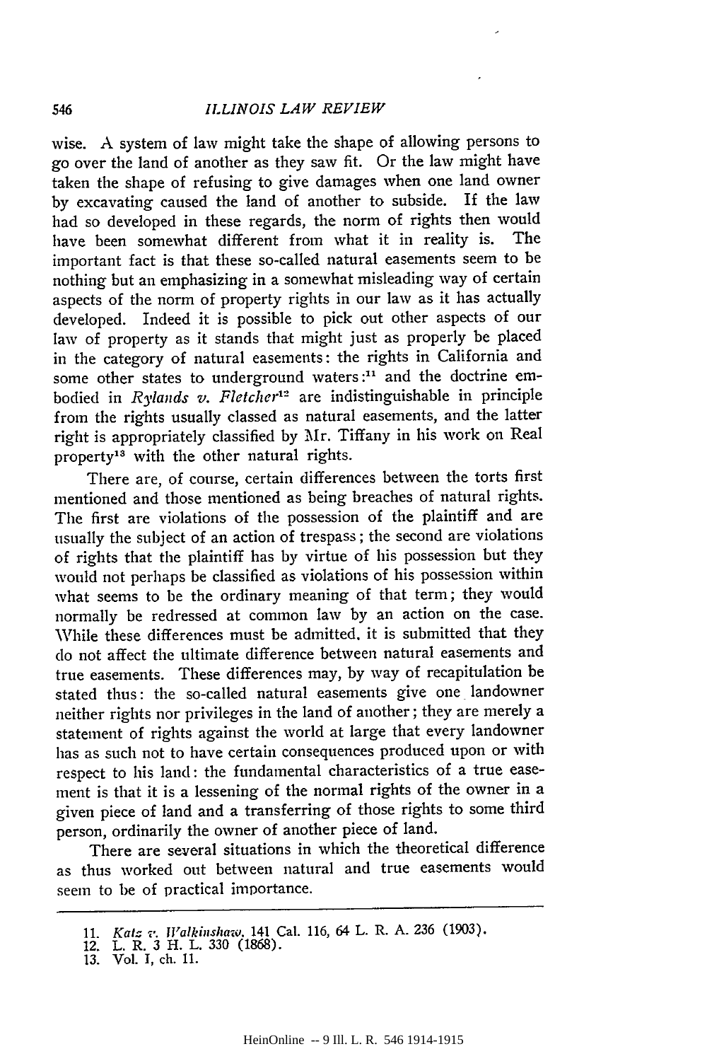wise. A system of law might take the shape of allowing persons to go over the land of another as they saw fit. Or the law might have taken the shape of refusing to give damages when one land owner by excavating caused the land of another to subside. If the law had so developed in these regards, the norm of rights then would have been somewhat different from what it in reality is. The important fact is that these so-called natural easements seem to be nothing but an emphasizing in a somewhat misleading way of certain aspects of the norm of property rights in our law as it has actually developed. Indeed it is possible to pick out other aspects of our law of property as it stands that might just as properly be placed in the category of natural easements: the rights in California and some other states to underground waters:[11] and the doctrine embodied in *Rylands v. Fletcher*[12] are indistinguishable in principle from the rights usually classed as natural easements, and the latter right is appropriately classified by Mr. Tiffany in his work on Real property[13] with the other natural rights.

There are, of course, certain differences between the torts first mentioned and those mentioned as being breaches of natural rights. The first are violations of the possession of the plaintiff and are usually the subject of an action of trespass; the second are violations of rights that the plaintiff has by virtue of his possession but they would not perhaps be classified as violations of his possession within what seems to be the ordinary meaning of that term; they would normally be redressed at common law by an action on the case. While these differences must be admitted, it is submitted that they do not affect the ultimate difference between natural easements and true easements. These differences may, by way of recapitulation be stated thus: the so-called natural easements give one landowner neither rights nor privileges in the land of another; they are merely a statement of rights against the world at large that every landowner has as such not to have certain consequences produced upon or with respect to his land: the fundamental characteristics of a true easement is that it is a lessening of the normal rights of the owner in a given piece of land and a transferring of those rights to some third person, ordinarily the owner of another piece of land.

There are several situations in which the theoretical difference as thus worked out between natural and true easements would seem to be of practical importance.

---

11. *Katz v. Walkinshaw*, 141 Cal. 116, 64 L. R. A. 236 (1903).
12. L. R. 3 H. L. 330 (1868).
13. Vol. I, ch. 11.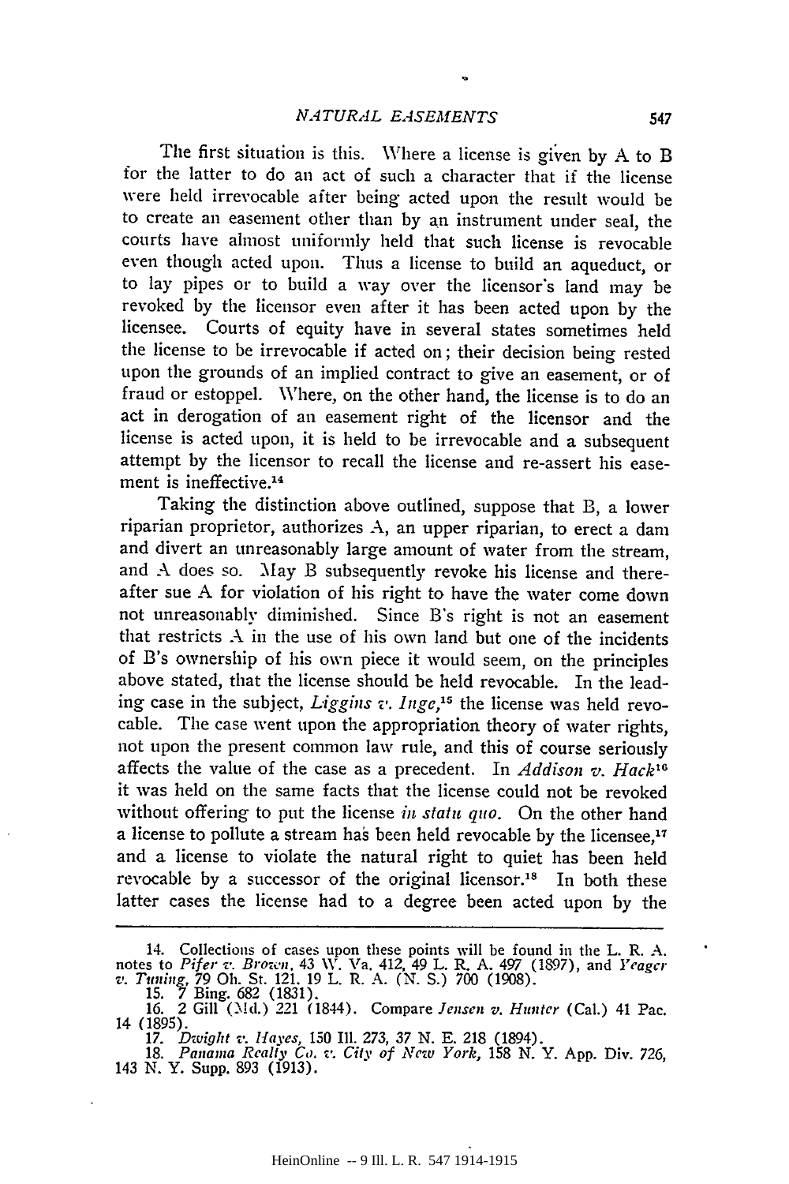The first situation is this. Where a license is given by A to B for the latter to do an act of such a character that if the license were held irrevocable after being acted upon the result would be to create an easement other than by an instrument under seal, the courts have almost uniformly held that such license is revocable even though acted upon. Thus a license to build an aqueduct, or to lay pipes or to build a way over the licensor's land may be revoked by the licensor even after it has been acted upon by the licensee. Courts of equity have in several states sometimes held the license to be irrevocable if acted on; their decision being rested upon the grounds of an implied contract to give an easement, or of fraud or estoppel. Where, on the other hand, the license is to do an act in derogation of an easement right of the licensor and the license is acted upon, it is held to be irrevocable and a subsequent attempt by the licensor to recall the license and re-assert his easement is ineffective.[14]

Taking the distinction above outlined, suppose that B, a lower riparian proprietor, authorizes A, an upper riparian, to erect a dam and divert an unreasonably large amount of water from the stream, and A does so. May B subsequently revoke his license and thereafter sue A for violation of his right to have the water come down not unreasonably diminished. Since B's right is not an easement that restricts A in the use of his own land but one of the incidents of B's ownership of his own piece it would seem, on the principles above stated, that the license should be held revocable. In the leading case in the subject, *Liggins v. Inge*,[15] the license was held revocable. The case went upon the appropriation theory of water rights, not upon the present common law rule, and this of course seriously affects the value of the case as a precedent. In *Addison v. Hack*[16] it was held on the same facts that the license could not be revoked without offering to put the license *in statu quo*. On the other hand a license to pollute a stream has been held revocable by the licensee,[17] and a license to violate the natural right to quiet has been held revocable by a successor of the original licensor.[18] In both these latter cases the license had to a degree been acted upon by the

---

14. Collections of cases upon these points will be found in the L. R. A. notes to *Pifer v. Brown*, 43 W. Va. 412, 49 L. R. A. 497 (1897), and *Yeager v. Tuning*, 79 Oh. St. 121, 19 L. R. A. (N. S.) 700 (1908).

15. 7 Bing. 682 (1831).

16. 2 Gill (Md.) 221 (1844). Compare *Jensen v. Hunter* (Cal.) 41 Pac. 14 (1895).

17. *Dwight v. Hayes*, 150 Ill. 273, 37 N. E. 218 (1894).

18. *Panama Realty Co. v. City of New York*, 158 N. Y. App. Div. 726, 143 N. Y. Supp. 893 (1913).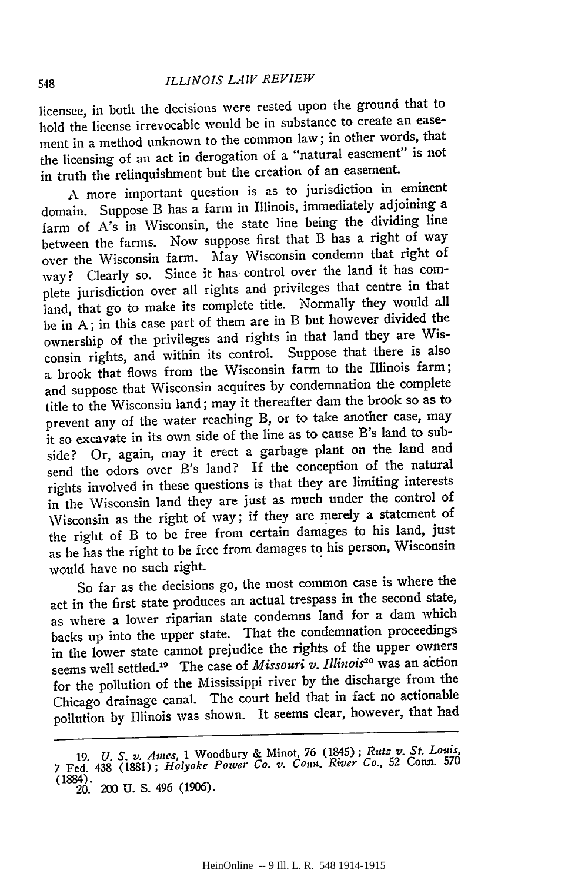licensee, in both the decisions were rested upon the ground that to hold the license irrevocable would be in substance to create an easement in a method unknown to the common law; in other words, that the licensing of an act in derogation of a "natural easement" is not in truth the relinquishment but the creation of an easement.

A more important question is as to jurisdiction in eminent domain. Suppose B has a farm in Illinois, immediately adjoining a farm of A's in Wisconsin, the state line being the dividing line between the farms. Now suppose first that B has a right of way over the Wisconsin farm. May Wisconsin condemn that right of way? Clearly so. Since it has control over the land it has complete jurisdiction over all rights and privileges that centre in that land, that go to make its complete title. Normally they would all be in A; in this case part of them are in B but however divided the ownership of the privileges and rights in that land they are Wisconsin rights, and within its control. Suppose that there is also a brook that flows from the Wisconsin farm to the Illinois farm; and suppose that Wisconsin acquires by condemnation the complete title to the Wisconsin land; may it thereafter dam the brook so as to prevent any of the water reaching B, or to take another case, may it so excavate in its own side of the line as to cause B's land to subside? Or, again, may it erect a garbage plant on the land and send the odors over B's land? If the conception of the natural rights involved in these questions is that they are limiting interests in the Wisconsin land they are just as much under the control of Wisconsin as the right of way; if they are merely a statement of the right of B to be free from certain damages to his land, just as he has the right to be free from damages to his person, Wisconsin would have no such right.

So far as the decisions go, the most common case is where the act in the first state produces an actual trespass in the second state, as where a lower riparian state condemns land for a dam which backs up into the upper state. That the condemnation proceedings in the lower state cannot prejudice the rights of the upper owners seems well settled.[19] The case of *Missouri v. Illinois*[20] was an action for the pollution of the Mississippi river by the discharge from the Chicago drainage canal. The court held that in fact no actionable pollution by Illinois was shown. It seems clear, however, that had

---

19. *U. S. v. Ames*, 1 Woodbury & Minot, 76 (1845); *Rutz v. St. Louis*, 7 Fed. 438 (1881); *Holyoke Power Co. v. Conn. River Co.*, 52 Conn. 570 (1884).

20. 200 U. S. 496 (1906).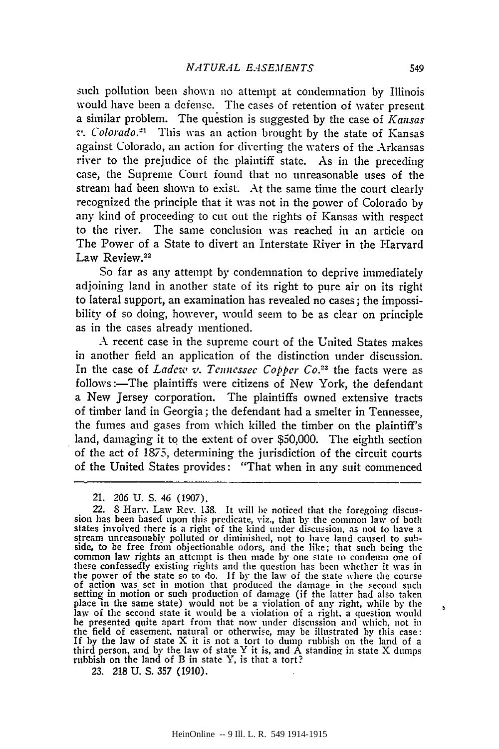such pollution been shown no attempt at condemnation by Illinois would have been a defense. The cases of retention of water present a similar problem. The question is suggested by the case of *Kansas v. Colorado*.[21] This was an action brought by the state of Kansas against Colorado, an action for diverting the waters of the Arkansas river to the prejudice of the plaintiff state. As in the preceding case, the Supreme Court found that no unreasonable uses of the stream had been shown to exist. At the same time the court clearly recognized the principle that it was not in the power of Colorado by any kind of proceeding to cut out the rights of Kansas with respect to the river. The same conclusion was reached in an article on The Power of a State to divert an Interstate River in the Harvard Law Review.[22]

So far as any attempt by condemnation to deprive immediately adjoining land in another state of its right to pure air on its right to lateral support, an examination has revealed no cases; the impossibility of so doing, however, would seem to be as clear on principle as in the cases already mentioned.

A recent case in the supreme court of the United States makes in another field an application of the distinction under discussion. In the case of *Ladew v. Tennessee Copper Co.*[23] the facts were as follows:—The plaintiffs were citizens of New York, the defendant a New Jersey corporation. The plaintiffs owned extensive tracts of timber land in Georgia; the defendant had a smelter in Tennessee, the fumes and gases from which killed the timber on the plaintiff's land, damaging it to the extent of over $50,000. The eighth section of the act of 1875, determining the jurisdiction of the circuit courts of the United States provides: "That when in any suit commenced

---

21. 206 U. S. 46 (1907).

22. 8 Harv. Law Rev. 138. It will be noticed that the foregoing discussion has been based upon this predicate, viz., that by the common law of both states involved there is a right of the kind under discussion, as not to have a stream unreasonably polluted or diminished, not to have land caused to subside, to be free from objectionable odors, and the like; that such being the common law rights an attempt is then made by one state to condemn one of these confessedly existing rights and the question has been whether it was in the power of the state so to do. If by the law of the state where the course of action was set in motion that produced the damage in the second such setting in motion or such production of damage (if the latter had also taken place in the same state) would not be a violation of any right, while by the law of the second state it would be a violation of a right, a question would be presented quite apart from that now under discussion and which, not in the field of easement, natural or otherwise, may be illustrated by this case: If by the law of state X it is not a tort to dump rubbish on the land of a third person, and by the law of state Y it is, and A standing in state X dumps rubbish on the land of B in state Y, is that a tort?

23. 218 U. S. 357 (1910).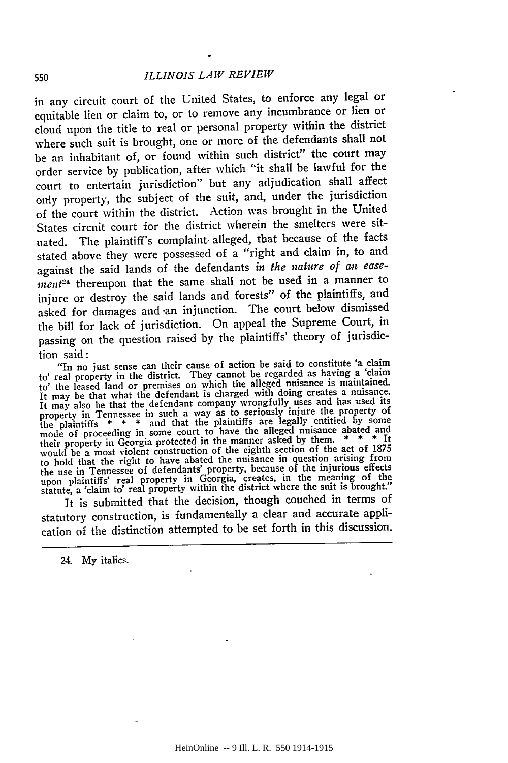in any circuit court of the United States, to enforce any legal or equitable lien or claim to, or to remove any incumbrance or lien or cloud upon the title to real or personal property within the district where such suit is brought, one or more of the defendants shall not be an inhabitant of, or found within such district" the court may order service by publication, after which "it shall be lawful for the court to entertain jurisdiction" but any adjudication shall affect only property, the subject of the suit, and, under the jurisdiction of the court within the district. Action was brought in the United States circuit court for the district wherein the smelters were situated. The plaintiff's complaint alleged, that because of the facts stated above they were possessed of a "right and claim in, to and against the said lands of the defendants *in the nature of an easement*[24] thereupon that the same shall not be used in a manner to injure or destroy the said lands and forests" of the plaintiffs, and asked for damages and an injunction. The court below dismissed the bill for lack of jurisdiction. On appeal the Supreme Court, in passing on the question raised by the plaintiffs' theory of jurisdiction said:

> "In no just sense can their cause of action be said to constitute 'a claim to' real property in the district. They cannot be regarded as having a 'claim to' the leased land or premises on which the alleged nuisance is maintained. It may be that what the defendant is charged with doing creates a nuisance. It may also be that the defendant company wrongfully uses and has used its property in Tennessee in such a way as to seriously injure the property of the plaintiffs * * * and that the plaintiffs are legally entitled by some mode of proceeding in some court to have the alleged nuisance abated and their property in Georgia protected in the manner asked by them. * * * It would be a most violent construction of the eighth section of the act of 1875 to hold that the right to have abated the nuisance in question arising from the use in Tennessee of defendants' property, because of the injurious effects upon plaintiffs' real property in Georgia, creates, in the meaning of the statute, a 'claim to' real property within the district where the suit is brought."

It is submitted that the decision, though couched in terms of statutory construction, is fundamentally a clear and accurate application of the distinction attempted to be set forth in this discussion.

---

24. My italics.